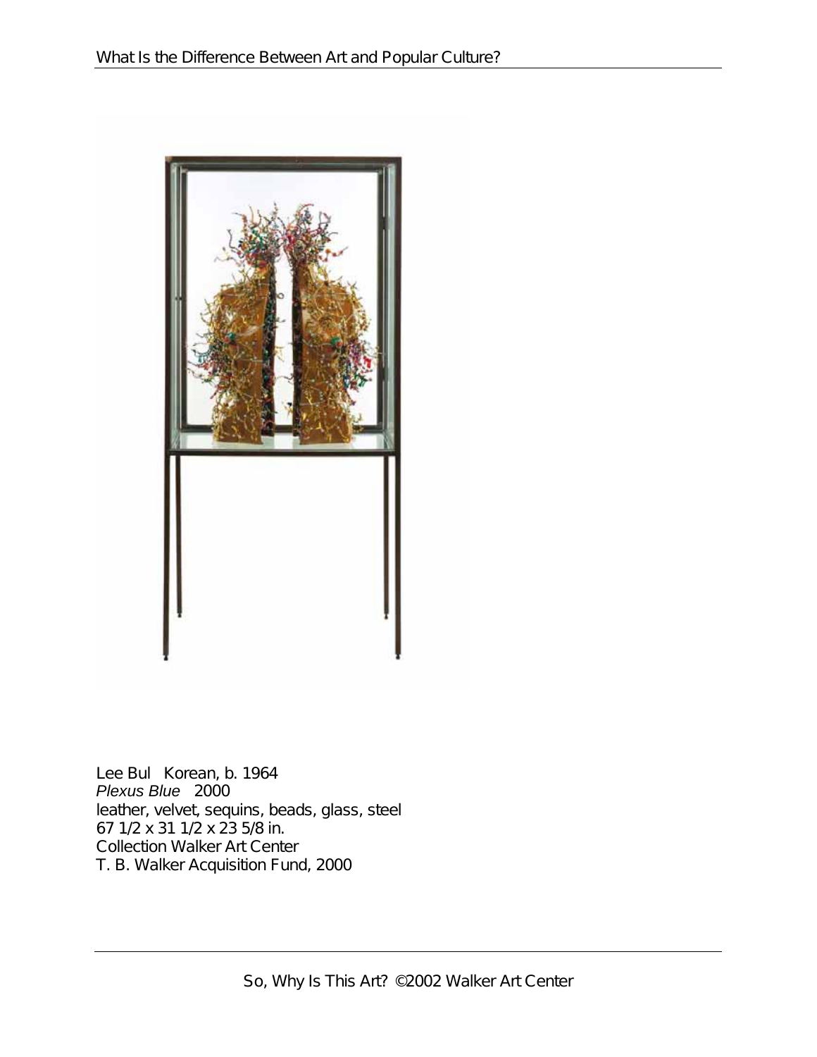Lee Bul Korean, b. 1964
*Plexus Blue* 2000
leather, velvet, sequins, beads, glass, steel
67 1/2 x 31 1/2 x 23 5/8 in.
Collection Walker Art Center
T. B. Walker Acquisition Fund, 2000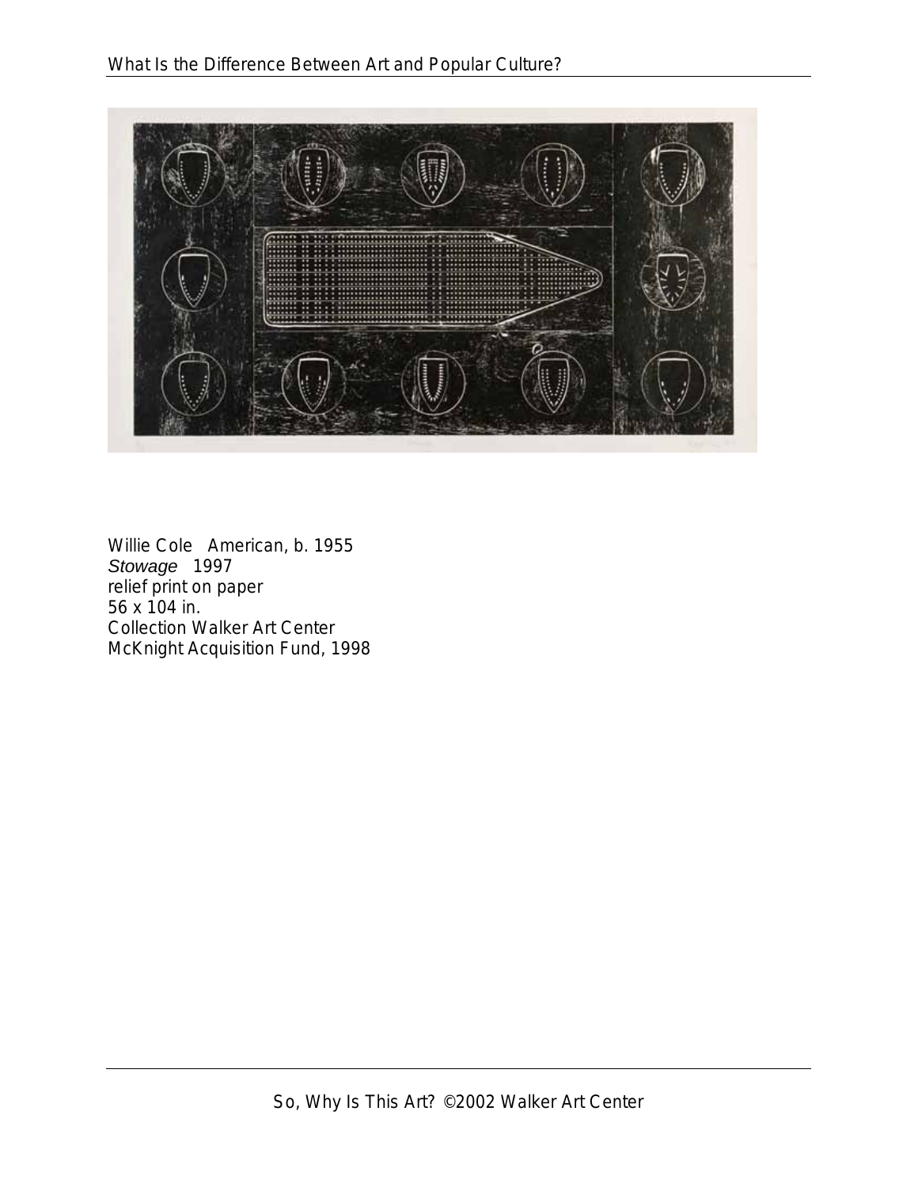Willie Cole American, b. 1955
*Stowage* 1997
relief print on paper
56 x 104 in.
Collection Walker Art Center
McKnight Acquisition Fund, 1998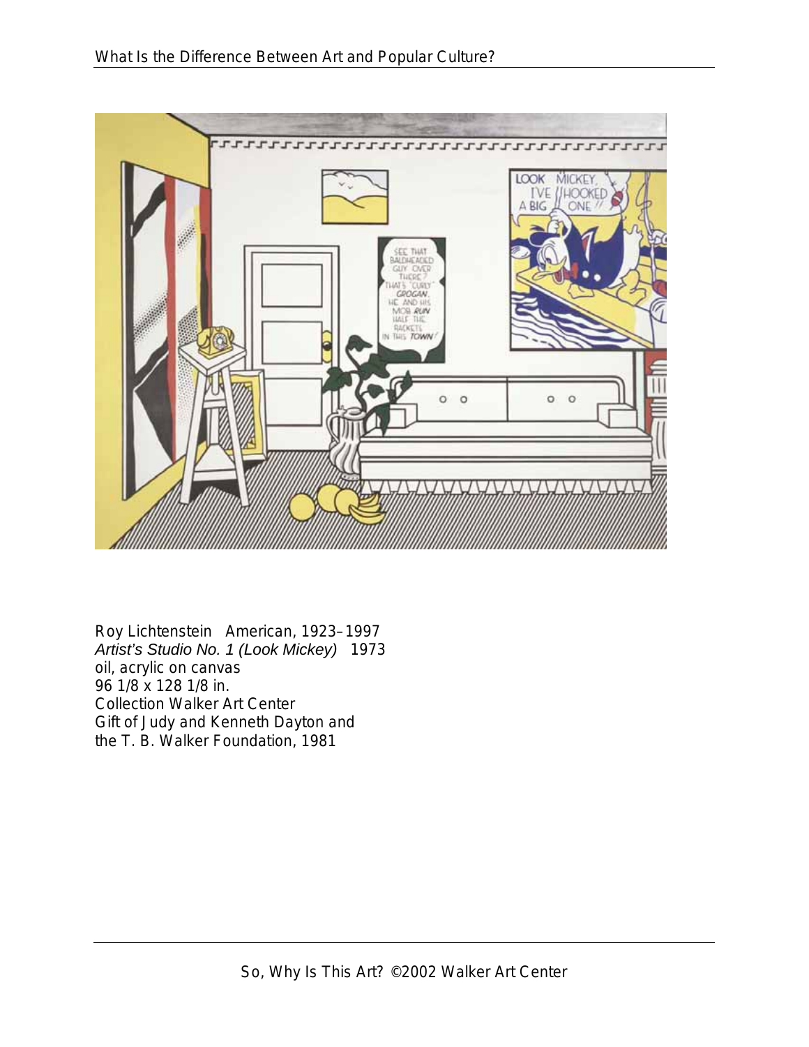Roy Lichtenstein American, 1923–1997
*Artist's Studio No. 1 (Look Mickey)* 1973
oil, acrylic on canvas
96 1/8 x 128 1/8 in.
Collection Walker Art Center
Gift of Judy and Kenneth Dayton and
the T. B. Walker Foundation, 1981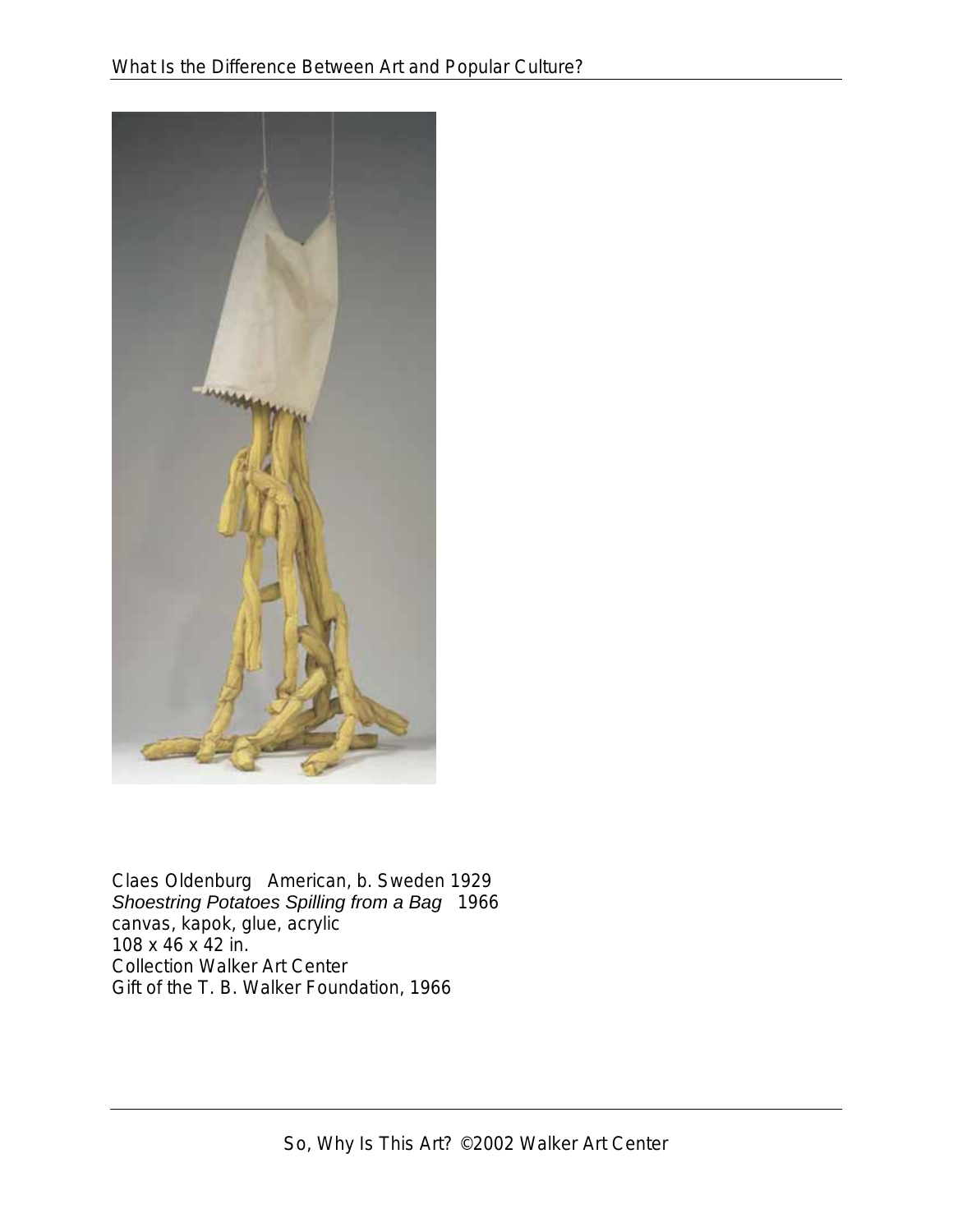Claes Oldenburg American, b. Sweden 1929
*Shoestring Potatoes Spilling from a Bag* 1966
canvas, kapok, glue, acrylic
108 x 46 x 42 in.
Collection Walker Art Center
Gift of the T. B. Walker Foundation, 1966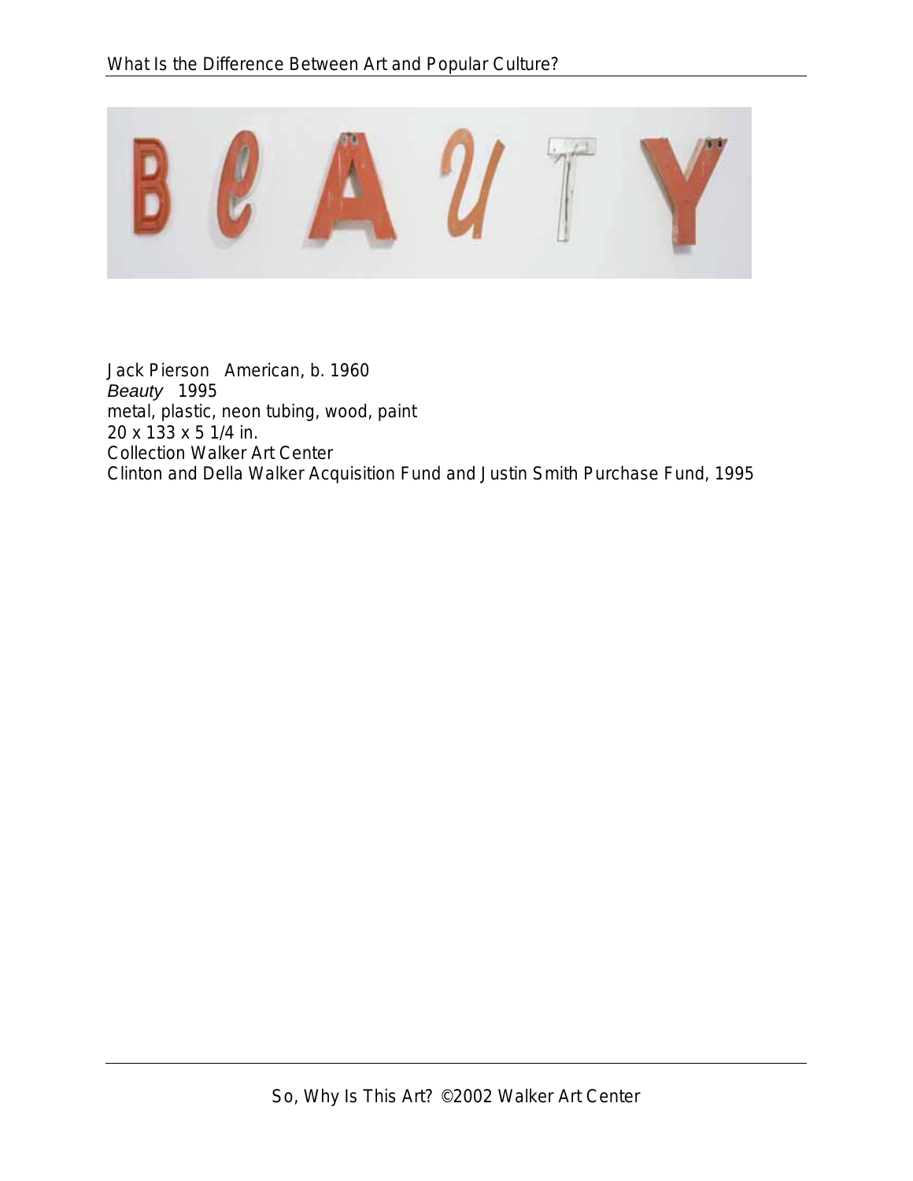Jack Pierson American, b. 1960
*Beauty* 1995
metal, plastic, neon tubing, wood, paint
20 x 133 x 5 1/4 in.
Collection Walker Art Center
Clinton and Della Walker Acquisition Fund and Justin Smith Purchase Fund, 1995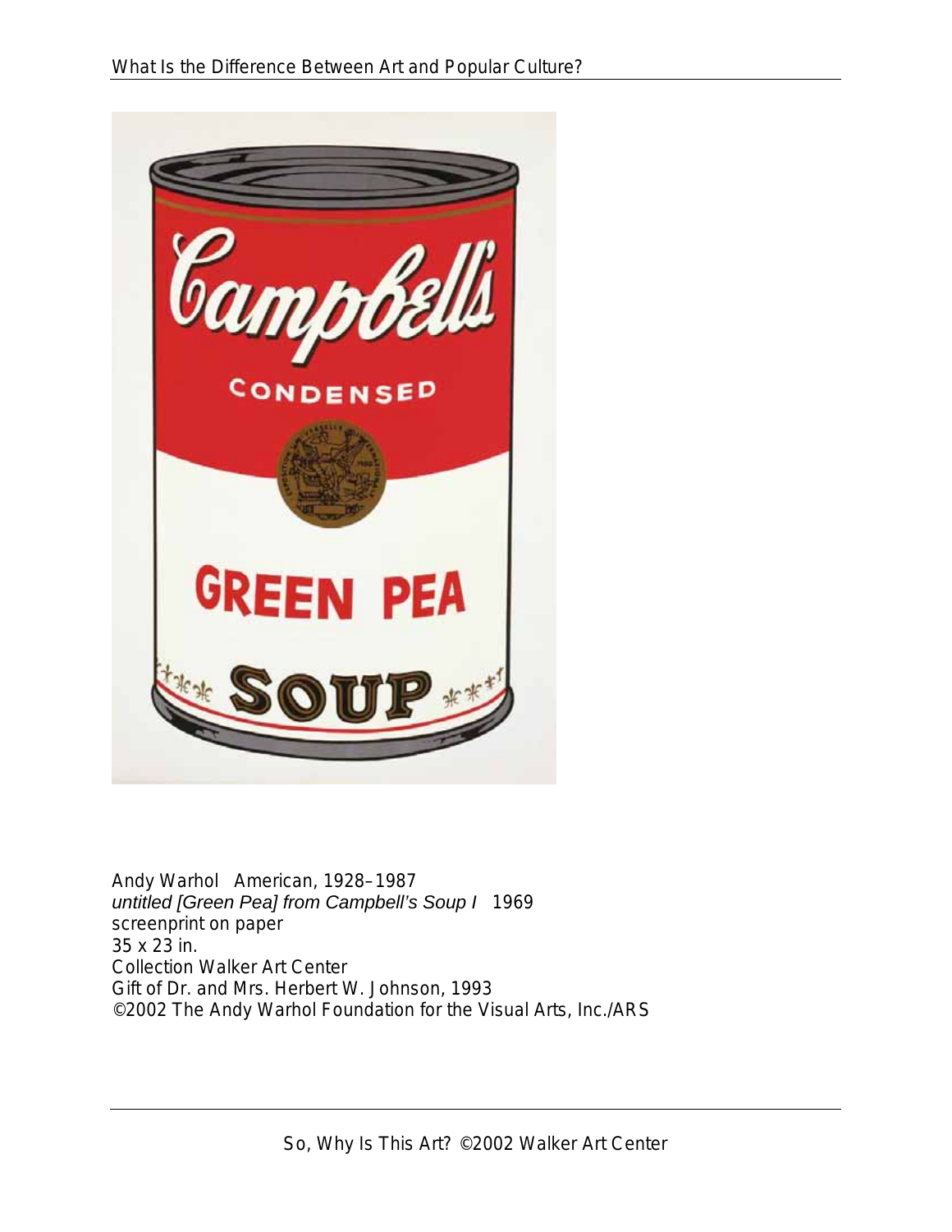Andy Warhol American, 1928–1987
*untitled [Green Pea] from Campbell's Soup I* 1969
screenprint on paper
35 x 23 in.
Collection Walker Art Center
Gift of Dr. and Mrs. Herbert W. Johnson, 1993
©2002 The Andy Warhol Foundation for the Visual Arts, Inc./ARS